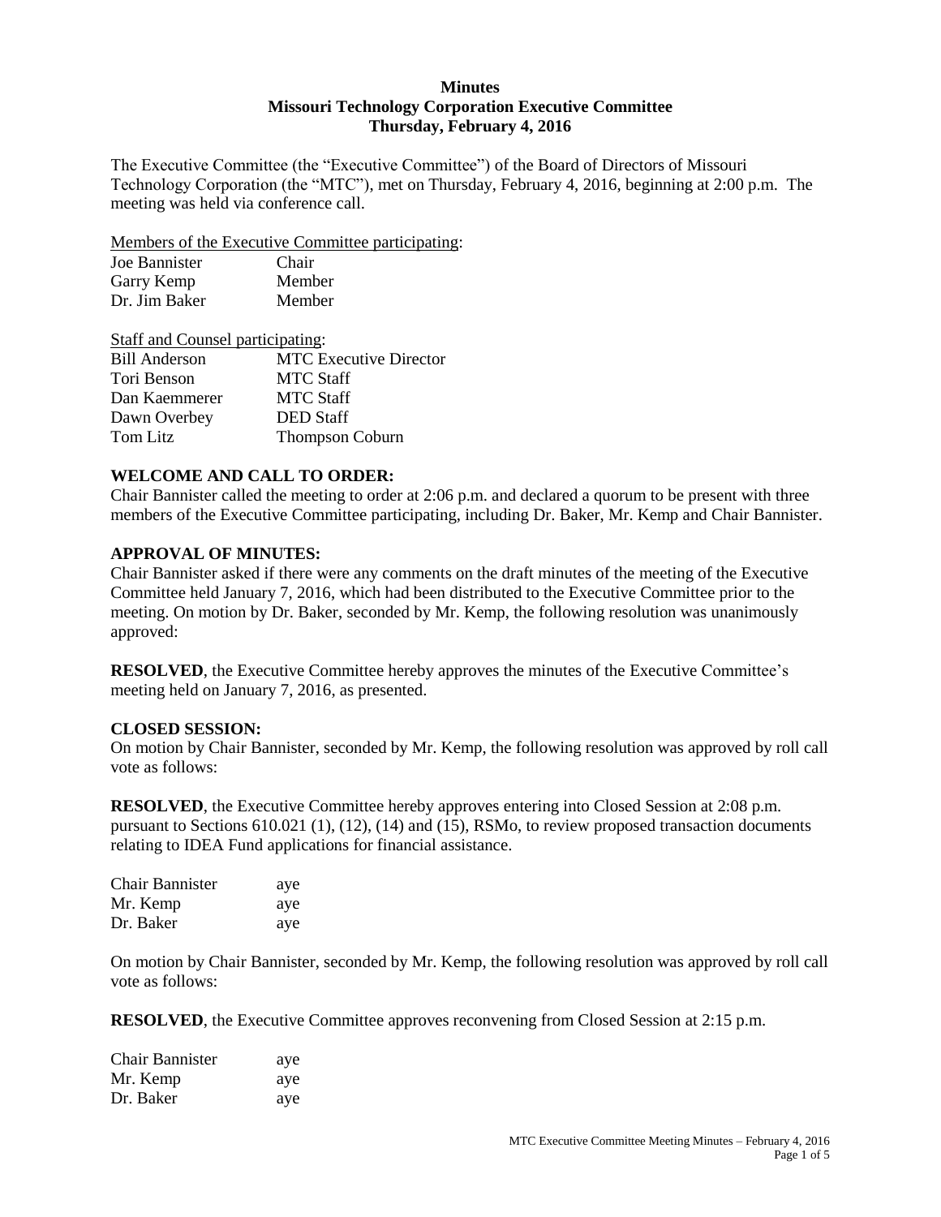# Minutes
## Missouri Technology Corporation Executive Committee
### Thursday, February 4, 2016

The Executive Committee (the "Executive Committee") of the Board of Directors of Missouri Technology Corporation (the "MTC"), met on Thursday, February 4, 2016, beginning at 2:00 p.m. The meeting was held via conference call.

Members of the Executive Committee participating:

| | |
|---|---|
| Joe Bannister | Chair |
| Garry Kemp | Member |
| Dr. Jim Baker | Member |

Staff and Counsel participating:

| | |
|---|---|
| Bill Anderson | MTC Executive Director |
| Tori Benson | MTC Staff |
| Dan Kaemmerer | MTC Staff |
| Dawn Overbey | DED Staff |
| Tom Litz | Thompson Coburn |

**WELCOME AND CALL TO ORDER:**

Chair Bannister called the meeting to order at 2:06 p.m. and declared a quorum to be present with three members of the Executive Committee participating, including Dr. Baker, Mr. Kemp and Chair Bannister.

**APPROVAL OF MINUTES:**

Chair Bannister asked if there were any comments on the draft minutes of the meeting of the Executive Committee held January 7, 2016, which had been distributed to the Executive Committee prior to the meeting. On motion by Dr. Baker, seconded by Mr. Kemp, the following resolution was unanimously approved:

**RESOLVED**, the Executive Committee hereby approves the minutes of the Executive Committee's meeting held on January 7, 2016, as presented.

**CLOSED SESSION:**

On motion by Chair Bannister, seconded by Mr. Kemp, the following resolution was approved by roll call vote as follows:

**RESOLVED**, the Executive Committee hereby approves entering into Closed Session at 2:08 p.m. pursuant to Sections 610.021 (1), (12), (14) and (15), RSMo, to review proposed transaction documents relating to IDEA Fund applications for financial assistance.

| | |
|---|---|
| Chair Bannister | aye |
| Mr. Kemp | aye |
| Dr. Baker | aye |

On motion by Chair Bannister, seconded by Mr. Kemp, the following resolution was approved by roll call vote as follows:

**RESOLVED**, the Executive Committee approves reconvening from Closed Session at 2:15 p.m.

| | |
|---|---|
| Chair Bannister | aye |
| Mr. Kemp | aye |
| Dr. Baker | aye |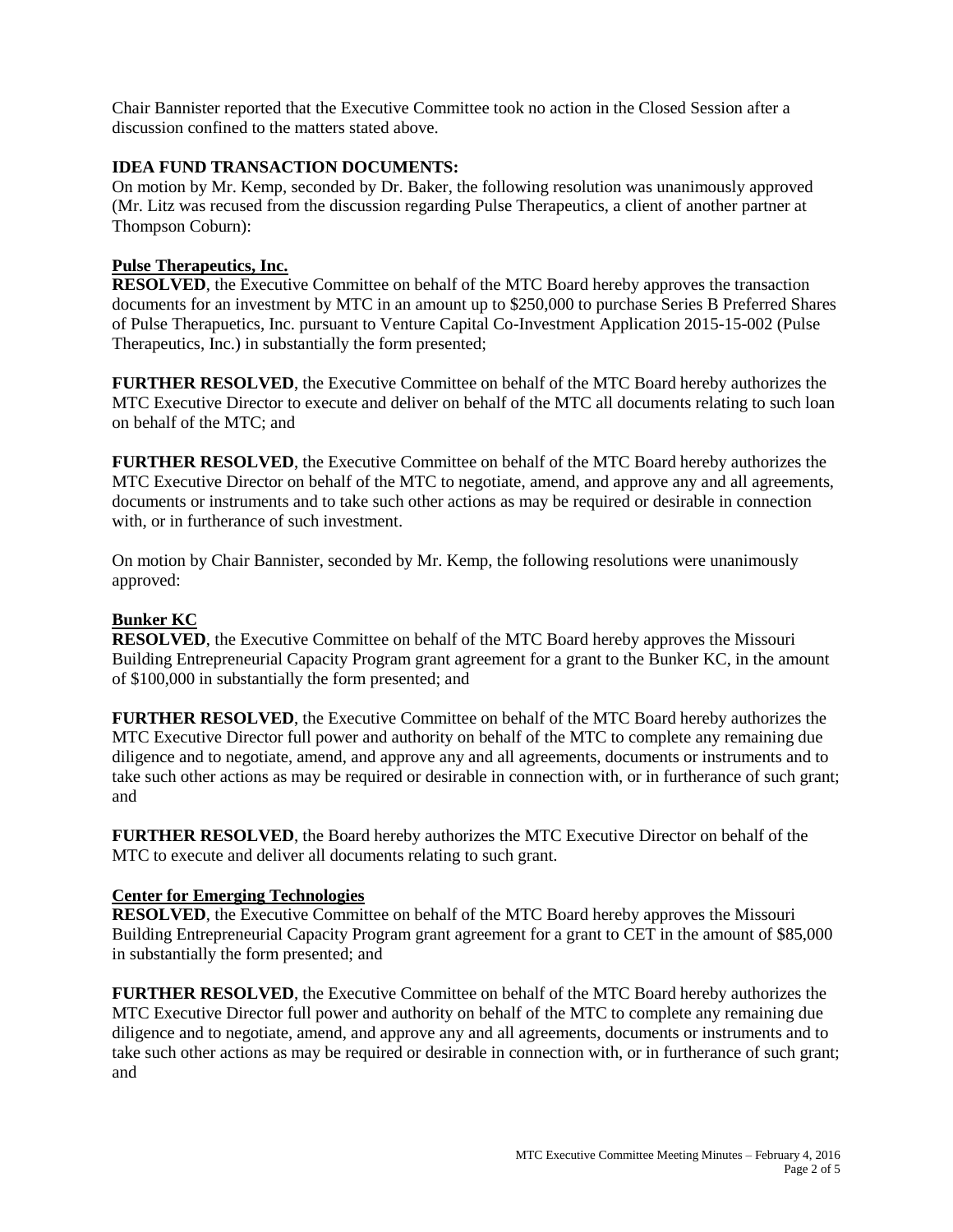Chair Bannister reported that the Executive Committee took no action in the Closed Session after a discussion confined to the matters stated above.

**IDEA FUND TRANSACTION DOCUMENTS:**

On motion by Mr. Kemp, seconded by Dr. Baker, the following resolution was unanimously approved (Mr. Litz was recused from the discussion regarding Pulse Therapeutics, a client of another partner at Thompson Coburn):

**Pulse Therapeutics, Inc.**

**RESOLVED**, the Executive Committee on behalf of the MTC Board hereby approves the transaction documents for an investment by MTC in an amount up to $250,000 to purchase Series B Preferred Shares of Pulse Therapuetics, Inc. pursuant to Venture Capital Co-Investment Application 2015-15-002 (Pulse Therapeutics, Inc.) in substantially the form presented;

**FURTHER RESOLVED**, the Executive Committee on behalf of the MTC Board hereby authorizes the MTC Executive Director to execute and deliver on behalf of the MTC all documents relating to such loan on behalf of the MTC; and

**FURTHER RESOLVED**, the Executive Committee on behalf of the MTC Board hereby authorizes the MTC Executive Director on behalf of the MTC to negotiate, amend, and approve any and all agreements, documents or instruments and to take such other actions as may be required or desirable in connection with, or in furtherance of such investment.

On motion by Chair Bannister, seconded by Mr. Kemp, the following resolutions were unanimously approved:

**Bunker KC**

**RESOLVED**, the Executive Committee on behalf of the MTC Board hereby approves the Missouri Building Entrepreneurial Capacity Program grant agreement for a grant to the Bunker KC, in the amount of $100,000 in substantially the form presented; and

**FURTHER RESOLVED**, the Executive Committee on behalf of the MTC Board hereby authorizes the MTC Executive Director full power and authority on behalf of the MTC to complete any remaining due diligence and to negotiate, amend, and approve any and all agreements, documents or instruments and to take such other actions as may be required or desirable in connection with, or in furtherance of such grant; and

**FURTHER RESOLVED**, the Board hereby authorizes the MTC Executive Director on behalf of the MTC to execute and deliver all documents relating to such grant.

**Center for Emerging Technologies**

**RESOLVED**, the Executive Committee on behalf of the MTC Board hereby approves the Missouri Building Entrepreneurial Capacity Program grant agreement for a grant to CET in the amount of $85,000 in substantially the form presented; and

**FURTHER RESOLVED**, the Executive Committee on behalf of the MTC Board hereby authorizes the MTC Executive Director full power and authority on behalf of the MTC to complete any remaining due diligence and to negotiate, amend, and approve any and all agreements, documents or instruments and to take such other actions as may be required or desirable in connection with, or in furtherance of such grant; and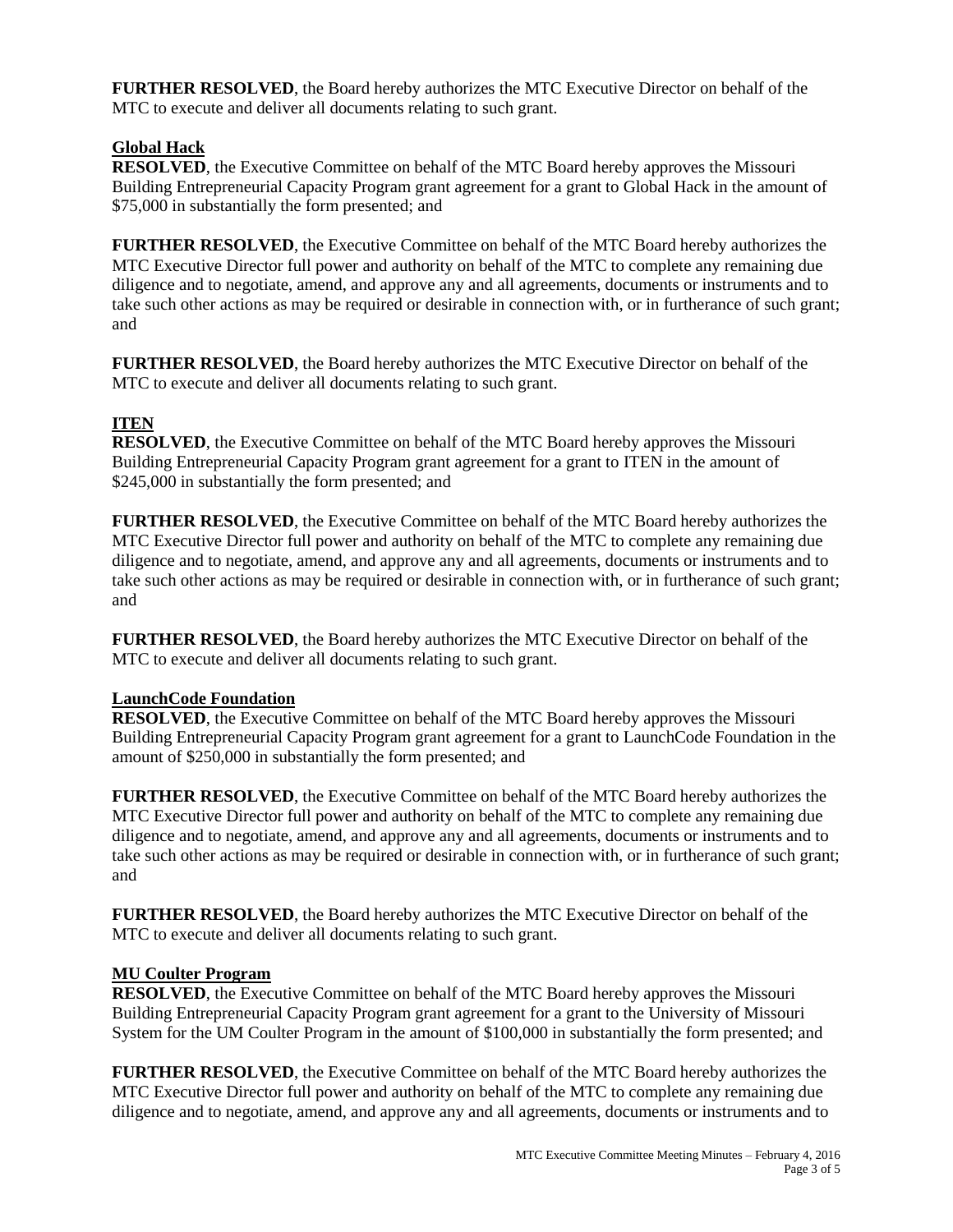**FURTHER RESOLVED**, the Board hereby authorizes the MTC Executive Director on behalf of the MTC to execute and deliver all documents relating to such grant.

**Global Hack**

**RESOLVED**, the Executive Committee on behalf of the MTC Board hereby approves the Missouri Building Entrepreneurial Capacity Program grant agreement for a grant to Global Hack in the amount of $75,000 in substantially the form presented; and

**FURTHER RESOLVED**, the Executive Committee on behalf of the MTC Board hereby authorizes the MTC Executive Director full power and authority on behalf of the MTC to complete any remaining due diligence and to negotiate, amend, and approve any and all agreements, documents or instruments and to take such other actions as may be required or desirable in connection with, or in furtherance of such grant; and

**FURTHER RESOLVED**, the Board hereby authorizes the MTC Executive Director on behalf of the MTC to execute and deliver all documents relating to such grant.

**ITEN**

**RESOLVED**, the Executive Committee on behalf of the MTC Board hereby approves the Missouri Building Entrepreneurial Capacity Program grant agreement for a grant to ITEN in the amount of $245,000 in substantially the form presented; and

**FURTHER RESOLVED**, the Executive Committee on behalf of the MTC Board hereby authorizes the MTC Executive Director full power and authority on behalf of the MTC to complete any remaining due diligence and to negotiate, amend, and approve any and all agreements, documents or instruments and to take such other actions as may be required or desirable in connection with, or in furtherance of such grant; and

**FURTHER RESOLVED**, the Board hereby authorizes the MTC Executive Director on behalf of the MTC to execute and deliver all documents relating to such grant.

**LaunchCode Foundation**

**RESOLVED**, the Executive Committee on behalf of the MTC Board hereby approves the Missouri Building Entrepreneurial Capacity Program grant agreement for a grant to LaunchCode Foundation in the amount of $250,000 in substantially the form presented; and

**FURTHER RESOLVED**, the Executive Committee on behalf of the MTC Board hereby authorizes the MTC Executive Director full power and authority on behalf of the MTC to complete any remaining due diligence and to negotiate, amend, and approve any and all agreements, documents or instruments and to take such other actions as may be required or desirable in connection with, or in furtherance of such grant; and

**FURTHER RESOLVED**, the Board hereby authorizes the MTC Executive Director on behalf of the MTC to execute and deliver all documents relating to such grant.

**MU Coulter Program**

**RESOLVED**, the Executive Committee on behalf of the MTC Board hereby approves the Missouri Building Entrepreneurial Capacity Program grant agreement for a grant to the University of Missouri System for the UM Coulter Program in the amount of $100,000 in substantially the form presented; and

**FURTHER RESOLVED**, the Executive Committee on behalf of the MTC Board hereby authorizes the MTC Executive Director full power and authority on behalf of the MTC to complete any remaining due diligence and to negotiate, amend, and approve any and all agreements, documents or instruments and to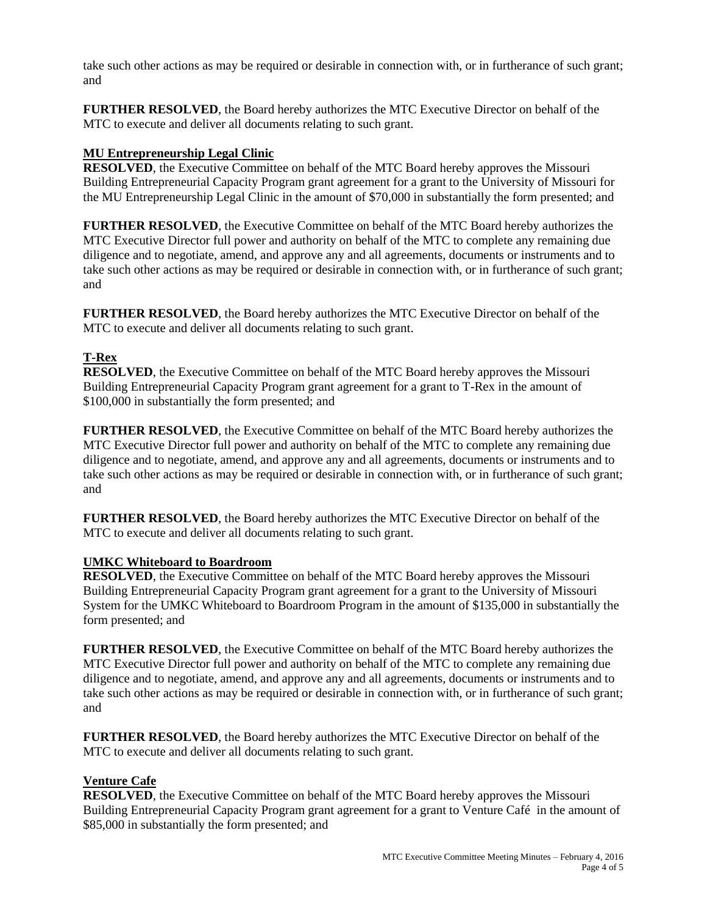take such other actions as may be required or desirable in connection with, or in furtherance of such grant; and

**FURTHER RESOLVED**, the Board hereby authorizes the MTC Executive Director on behalf of the MTC to execute and deliver all documents relating to such grant.

**MU Entrepreneurship Legal Clinic**

**RESOLVED**, the Executive Committee on behalf of the MTC Board hereby approves the Missouri Building Entrepreneurial Capacity Program grant agreement for a grant to the University of Missouri for the MU Entrepreneurship Legal Clinic in the amount of $70,000 in substantially the form presented; and

**FURTHER RESOLVED**, the Executive Committee on behalf of the MTC Board hereby authorizes the MTC Executive Director full power and authority on behalf of the MTC to complete any remaining due diligence and to negotiate, amend, and approve any and all agreements, documents or instruments and to take such other actions as may be required or desirable in connection with, or in furtherance of such grant; and

**FURTHER RESOLVED**, the Board hereby authorizes the MTC Executive Director on behalf of the MTC to execute and deliver all documents relating to such grant.

**T-Rex**

**RESOLVED**, the Executive Committee on behalf of the MTC Board hereby approves the Missouri Building Entrepreneurial Capacity Program grant agreement for a grant to T-Rex in the amount of $100,000 in substantially the form presented; and

**FURTHER RESOLVED**, the Executive Committee on behalf of the MTC Board hereby authorizes the MTC Executive Director full power and authority on behalf of the MTC to complete any remaining due diligence and to negotiate, amend, and approve any and all agreements, documents or instruments and to take such other actions as may be required or desirable in connection with, or in furtherance of such grant; and

**FURTHER RESOLVED**, the Board hereby authorizes the MTC Executive Director on behalf of the MTC to execute and deliver all documents relating to such grant.

**UMKC Whiteboard to Boardroom**

**RESOLVED**, the Executive Committee on behalf of the MTC Board hereby approves the Missouri Building Entrepreneurial Capacity Program grant agreement for a grant to the University of Missouri System for the UMKC Whiteboard to Boardroom Program in the amount of $135,000 in substantially the form presented; and

**FURTHER RESOLVED**, the Executive Committee on behalf of the MTC Board hereby authorizes the MTC Executive Director full power and authority on behalf of the MTC to complete any remaining due diligence and to negotiate, amend, and approve any and all agreements, documents or instruments and to take such other actions as may be required or desirable in connection with, or in furtherance of such grant; and

**FURTHER RESOLVED**, the Board hereby authorizes the MTC Executive Director on behalf of the MTC to execute and deliver all documents relating to such grant.

**Venture Cafe**

**RESOLVED**, the Executive Committee on behalf of the MTC Board hereby approves the Missouri Building Entrepreneurial Capacity Program grant agreement for a grant to Venture Café in the amount of $85,000 in substantially the form presented; and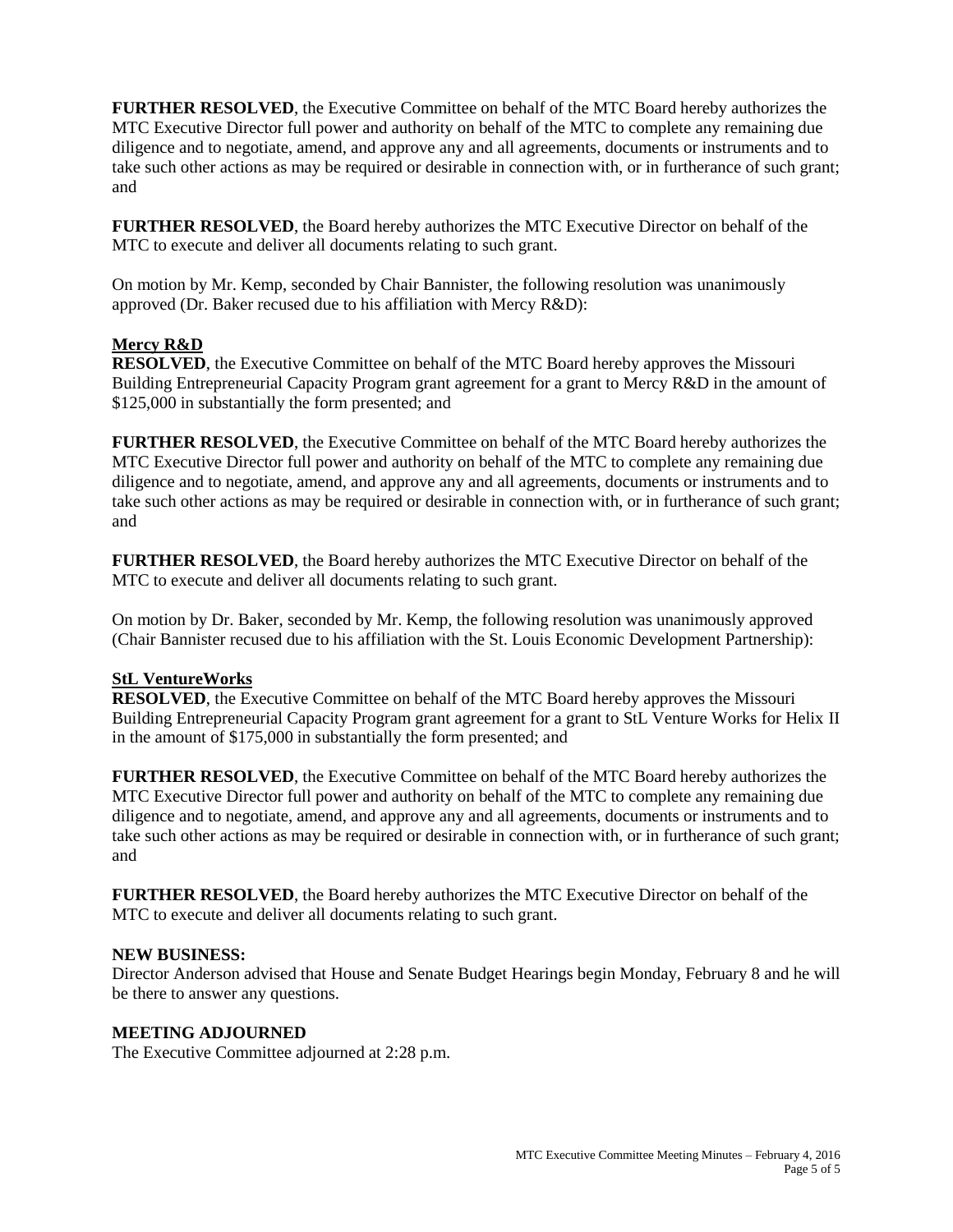**FURTHER RESOLVED**, the Executive Committee on behalf of the MTC Board hereby authorizes the MTC Executive Director full power and authority on behalf of the MTC to complete any remaining due diligence and to negotiate, amend, and approve any and all agreements, documents or instruments and to take such other actions as may be required or desirable in connection with, or in furtherance of such grant; and

**FURTHER RESOLVED**, the Board hereby authorizes the MTC Executive Director on behalf of the MTC to execute and deliver all documents relating to such grant.

On motion by Mr. Kemp, seconded by Chair Bannister, the following resolution was unanimously approved (Dr. Baker recused due to his affiliation with Mercy R&D):

**Mercy R&D**

**RESOLVED**, the Executive Committee on behalf of the MTC Board hereby approves the Missouri Building Entrepreneurial Capacity Program grant agreement for a grant to Mercy R&D in the amount of $125,000 in substantially the form presented; and

**FURTHER RESOLVED**, the Executive Committee on behalf of the MTC Board hereby authorizes the MTC Executive Director full power and authority on behalf of the MTC to complete any remaining due diligence and to negotiate, amend, and approve any and all agreements, documents or instruments and to take such other actions as may be required or desirable in connection with, or in furtherance of such grant; and

**FURTHER RESOLVED**, the Board hereby authorizes the MTC Executive Director on behalf of the MTC to execute and deliver all documents relating to such grant.

On motion by Dr. Baker, seconded by Mr. Kemp, the following resolution was unanimously approved (Chair Bannister recused due to his affiliation with the St. Louis Economic Development Partnership):

**StL VentureWorks**

**RESOLVED**, the Executive Committee on behalf of the MTC Board hereby approves the Missouri Building Entrepreneurial Capacity Program grant agreement for a grant to StL Venture Works for Helix II in the amount of $175,000 in substantially the form presented; and

**FURTHER RESOLVED**, the Executive Committee on behalf of the MTC Board hereby authorizes the MTC Executive Director full power and authority on behalf of the MTC to complete any remaining due diligence and to negotiate, amend, and approve any and all agreements, documents or instruments and to take such other actions as may be required or desirable in connection with, or in furtherance of such grant; and

**FURTHER RESOLVED**, the Board hereby authorizes the MTC Executive Director on behalf of the MTC to execute and deliver all documents relating to such grant.

**NEW BUSINESS:**

Director Anderson advised that House and Senate Budget Hearings begin Monday, February 8 and he will be there to answer any questions.

**MEETING ADJOURNED**

The Executive Committee adjourned at 2:28 p.m.